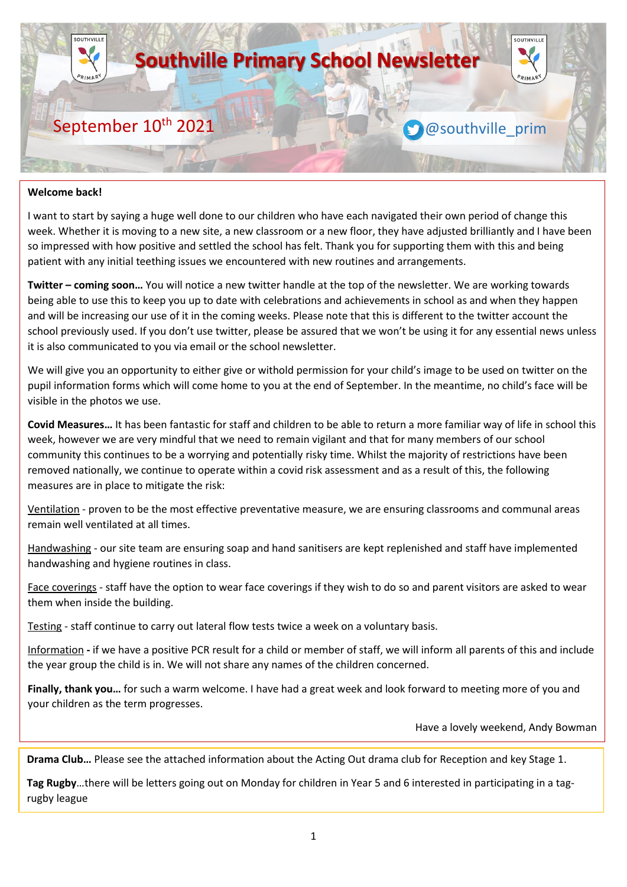# Southville Primary School Newsletter

September 10th 2021

@southville_prim

**Welcome back!**

I want to start by saying a huge well done to our children who have each navigated their own period of change this week. Whether it is moving to a new site, a new classroom or a new floor, they have adjusted brilliantly and I have been so impressed with how positive and settled the school has felt. Thank you for supporting them with this and being patient with any initial teething issues we encountered with new routines and arrangements.

**Twitter – coming soon…** You will notice a new twitter handle at the top of the newsletter. We are working towards being able to use this to keep you up to date with celebrations and achievements in school as and when they happen and will be increasing our use of it in the coming weeks. Please note that this is different to the twitter account the school previously used. If you don't use twitter, please be assured that we won't be using it for any essential news unless it is also communicated to you via email or the school newsletter.

We will give you an opportunity to either give or withold permission for your child's image to be used on twitter on the pupil information forms which will come home to you at the end of September. In the meantime, no child's face will be visible in the photos we use.

**Covid Measures…** It has been fantastic for staff and children to be able to return a more familiar way of life in school this week, however we are very mindful that we need to remain vigilant and that for many members of our school community this continues to be a worrying and potentially risky time. Whilst the majority of restrictions have been removed nationally, we continue to operate within a covid risk assessment and as a result of this, the following measures are in place to mitigate the risk:

<u>Ventilation</u> - proven to be the most effective preventative measure, we are ensuring classrooms and communal areas remain well ventilated at all times.

<u>Handwashing</u> - our site team are ensuring soap and hand sanitisers are kept replenished and staff have implemented handwashing and hygiene routines in class.

<u>Face coverings</u> - staff have the option to wear face coverings if they wish to do so and parent visitors are asked to wear them when inside the building.

<u>Testing</u> - staff continue to carry out lateral flow tests twice a week on a voluntary basis.

<u>Information</u> **-** if we have a positive PCR result for a child or member of staff, we will inform all parents of this and include the year group the child is in. We will not share any names of the children concerned.

**Finally, thank you…** for such a warm welcome. I have had a great week and look forward to meeting more of you and your children as the term progresses.

Have a lovely weekend, Andy Bowman

**Drama Club…** Please see the attached information about the Acting Out drama club for Reception and key Stage 1.

**Tag Rugby**…there will be letters going out on Monday for children in Year 5 and 6 interested in participating in a tag-rugby league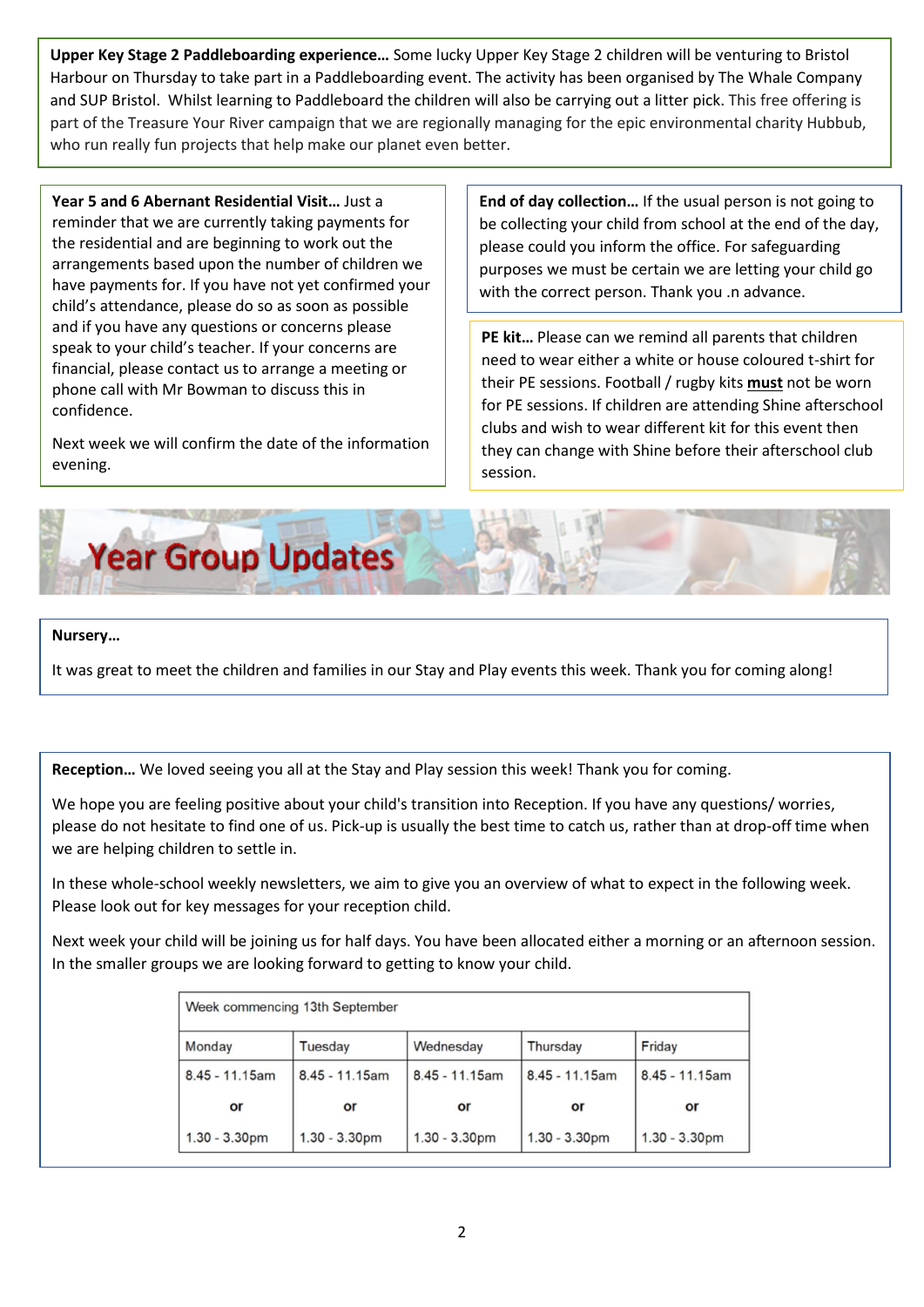**Upper Key Stage 2 Paddleboarding experience…** Some lucky Upper Key Stage 2 children will be venturing to Bristol Harbour on Thursday to take part in a Paddleboarding event. The activity has been organised by The Whale Company and SUP Bristol. Whilst learning to Paddleboard the children will also be carrying out a litter pick. This free offering is part of the Treasure Your River campaign that we are regionally managing for the epic environmental charity Hubbub, who run really fun projects that help make our planet even better.

**Year 5 and 6 Abernant Residential Visit…** Just a reminder that we are currently taking payments for the residential and are beginning to work out the arrangements based upon the number of children we have payments for. If you have not yet confirmed your child's attendance, please do so as soon as possible and if you have any questions or concerns please speak to your child's teacher. If your concerns are financial, please contact us to arrange a meeting or phone call with Mr Bowman to discuss this in confidence.

Next week we will confirm the date of the information evening.

**End of day collection…** If the usual person is not going to be collecting your child from school at the end of the day, please could you inform the office. For safeguarding purposes we must be certain we are letting your child go with the correct person. Thank you .n advance.

**PE kit…** Please can we remind all parents that children need to wear either a white or house coloured t-shirt for their PE sessions. Football / rugby kits **must** not be worn for PE sessions. If children are attending Shine afterschool clubs and wish to wear different kit for this event then they can change with Shine before their afterschool club session.

# Year Group Updates

**Nursery…**

It was great to meet the children and families in our Stay and Play events this week. Thank you for coming along!

**Reception…** We loved seeing you all at the Stay and Play session this week! Thank you for coming.

We hope you are feeling positive about your child's transition into Reception. If you have any questions/ worries, please do not hesitate to find one of us. Pick-up is usually the best time to catch us, rather than at drop-off time when we are helping children to settle in.

In these whole-school weekly newsletters, we aim to give you an overview of what to expect in the following week. Please look out for key messages for your reception child.

Next week your child will be joining us for half days. You have been allocated either a morning or an afternoon session. In the smaller groups we are looking forward to getting to know your child.

| Week commencing 13th September | | | | |
|---|---|---|---|---|
| Monday | Tuesday | Wednesday | Thursday | Friday |
| 8.45 - 11.15am<br>or<br>1.30 - 3.30pm | 8.45 - 11.15am<br>or<br>1.30 - 3.30pm | 8.45 - 11.15am<br>or<br>1.30 - 3.30pm | 8.45 - 11.15am<br>or<br>1.30 - 3.30pm | 8.45 - 11.15am<br>or<br>1.30 - 3.30pm |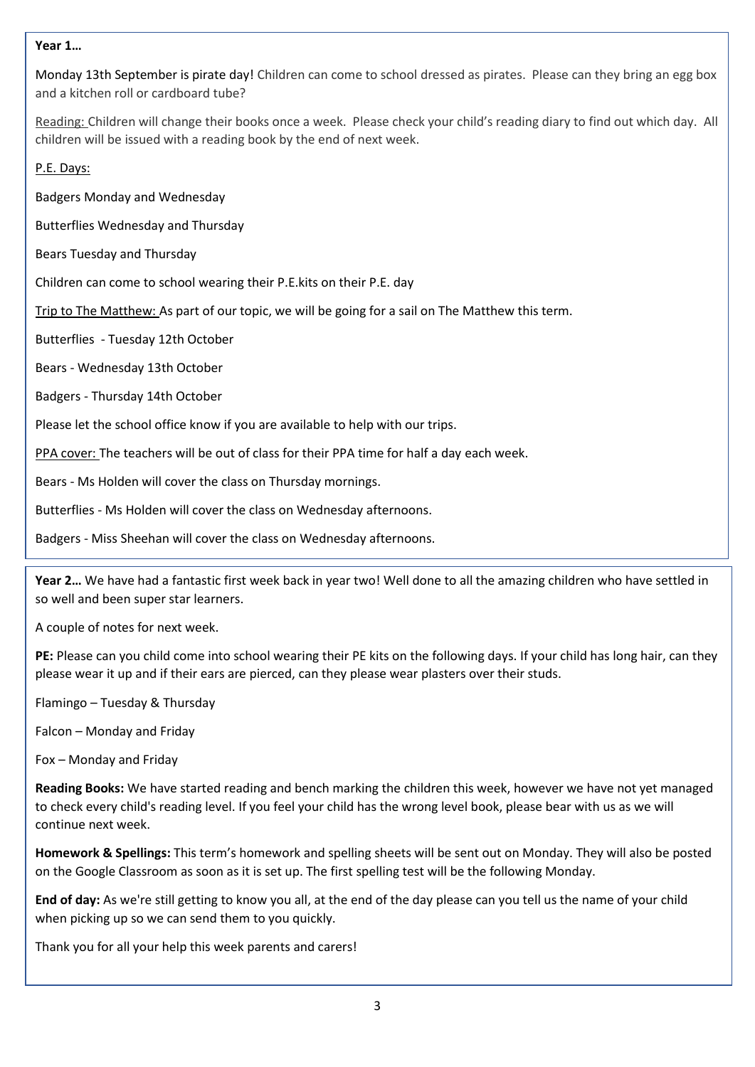**Year 1…**

Monday 13th September is pirate day! Children can come to school dressed as pirates. Please can they bring an egg box and a kitchen roll or cardboard tube?

Reading: Children will change their books once a week. Please check your child's reading diary to find out which day. All children will be issued with a reading book by the end of next week.

P.E. Days:

Badgers Monday and Wednesday

Butterflies Wednesday and Thursday

Bears Tuesday and Thursday

Children can come to school wearing their P.E.kits on their P.E. day

Trip to The Matthew: As part of our topic, we will be going for a sail on The Matthew this term.

Butterflies - Tuesday 12th October

Bears - Wednesday 13th October

Badgers - Thursday 14th October

Please let the school office know if you are available to help with our trips.

PPA cover: The teachers will be out of class for their PPA time for half a day each week.

Bears - Ms Holden will cover the class on Thursday mornings.

Butterflies - Ms Holden will cover the class on Wednesday afternoons.

Badgers - Miss Sheehan will cover the class on Wednesday afternoons.

**Year 2…** We have had a fantastic first week back in year two! Well done to all the amazing children who have settled in so well and been super star learners.

A couple of notes for next week.

**PE:** Please can you child come into school wearing their PE kits on the following days. If your child has long hair, can they please wear it up and if their ears are pierced, can they please wear plasters over their studs.

Flamingo – Tuesday & Thursday

Falcon – Monday and Friday

Fox – Monday and Friday

**Reading Books:** We have started reading and bench marking the children this week, however we have not yet managed to check every child's reading level. If you feel your child has the wrong level book, please bear with us as we will continue next week.

**Homework & Spellings:** This term's homework and spelling sheets will be sent out on Monday. They will also be posted on the Google Classroom as soon as it is set up. The first spelling test will be the following Monday.

**End of day:** As we're still getting to know you all, at the end of the day please can you tell us the name of your child when picking up so we can send them to you quickly.

Thank you for all your help this week parents and carers!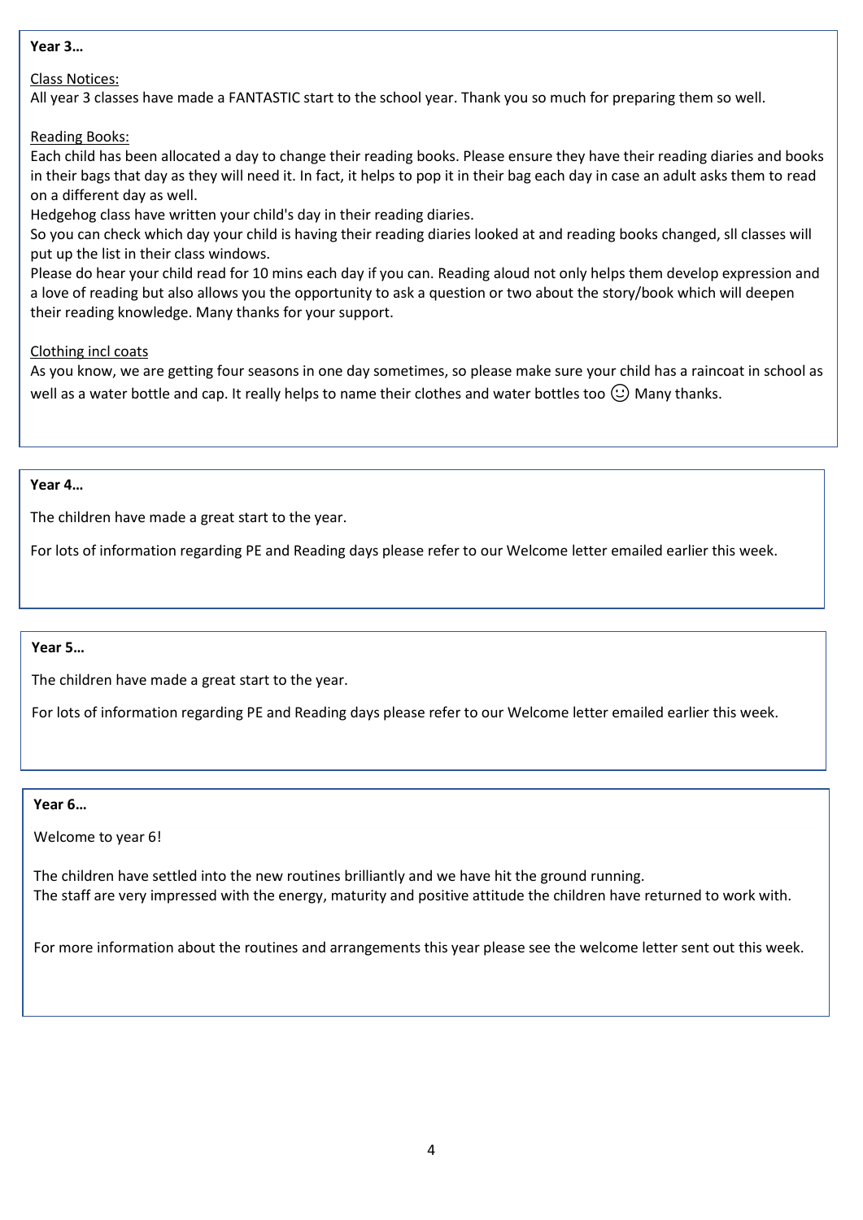**Year 3…**

Class Notices:

All year 3 classes have made a FANTASTIC start to the school year. Thank you so much for preparing them so well.

Reading Books:

Each child has been allocated a day to change their reading books. Please ensure they have their reading diaries and books in their bags that day as they will need it. In fact, it helps to pop it in their bag each day in case an adult asks them to read on a different day as well.

Hedgehog class have written your child's day in their reading diaries.

So you can check which day your child is having their reading diaries looked at and reading books changed, sll classes will put up the list in their class windows.

Please do hear your child read for 10 mins each day if you can. Reading aloud not only helps them develop expression and a love of reading but also allows you the opportunity to ask a question or two about the story/book which will deepen their reading knowledge. Many thanks for your support.

Clothing incl coats

As you know, we are getting four seasons in one day sometimes, so please make sure your child has a raincoat in school as well as a water bottle and cap. It really helps to name their clothes and water bottles too ☺ Many thanks.

**Year 4…**

The children have made a great start to the year.

For lots of information regarding PE and Reading days please refer to our Welcome letter emailed earlier this week.

**Year 5…**

The children have made a great start to the year.

For lots of information regarding PE and Reading days please refer to our Welcome letter emailed earlier this week.

**Year 6…**

Welcome to year 6!

The children have settled into the new routines brilliantly and we have hit the ground running.

The staff are very impressed with the energy, maturity and positive attitude the children have returned to work with.

For more information about the routines and arrangements this year please see the welcome letter sent out this week.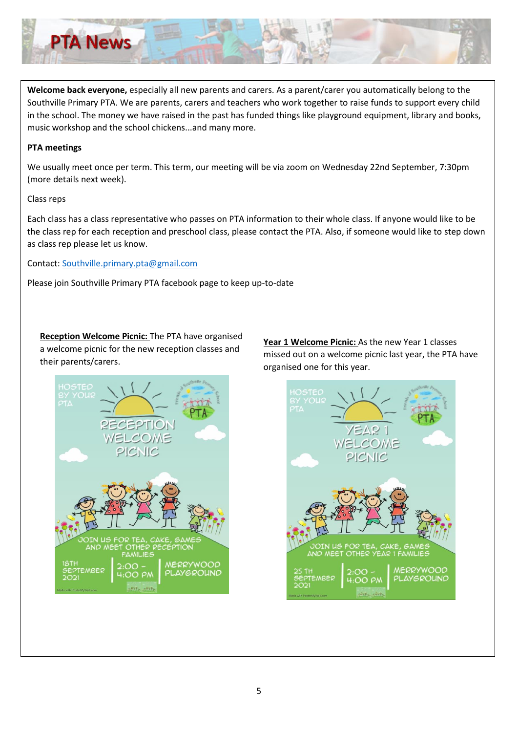# PTA News

**Welcome back everyone,** especially all new parents and carers. As a parent/carer you automatically belong to the Southville Primary PTA. We are parents, carers and teachers who work together to raise funds to support every child in the school. The money we have raised in the past has funded things like playground equipment, library and books, music workshop and the school chickens...and many more.

**PTA meetings**

We usually meet once per term. This term, our meeting will be via zoom on Wednesday 22nd September, 7:30pm (more details next week).

Class reps

Each class has a class representative who passes on PTA information to their whole class. If anyone would like to be the class rep for each reception and preschool class, please contact the PTA. Also, if someone would like to step down as class rep please let us know.

Contact: Southville.primary.pta@gmail.com

Please join Southville Primary PTA facebook page to keep up-to-date

**Reception Welcome Picnic:** The PTA have organised a welcome picnic for the new reception classes and their parents/carers.

HOSTED BY YOUR PTA

RECEPTION WELCOME PICNIC

JOIN US FOR TEA, CAKE, GAMES AND MEET OTHER RECEPTION FAMILIES

18TH SEPTEMBER 2021 | 2:00 – 4:00 PM | MERRYWOOD PLAYGROUND

**Year 1 Welcome Picnic:** As the new Year 1 classes missed out on a welcome picnic last year, the PTA have organised one for this year.

HOSTED BY YOUR PTA

YEAR 1 WELCOME PICNIC

JOIN US FOR TEA, CAKE, GAMES AND MEET OTHER YEAR 1 FAMILIES

25 TH SEPTEMBER 2021 | 2:00 – 4:00 PM | MERRYWOOD PLAYGROUND